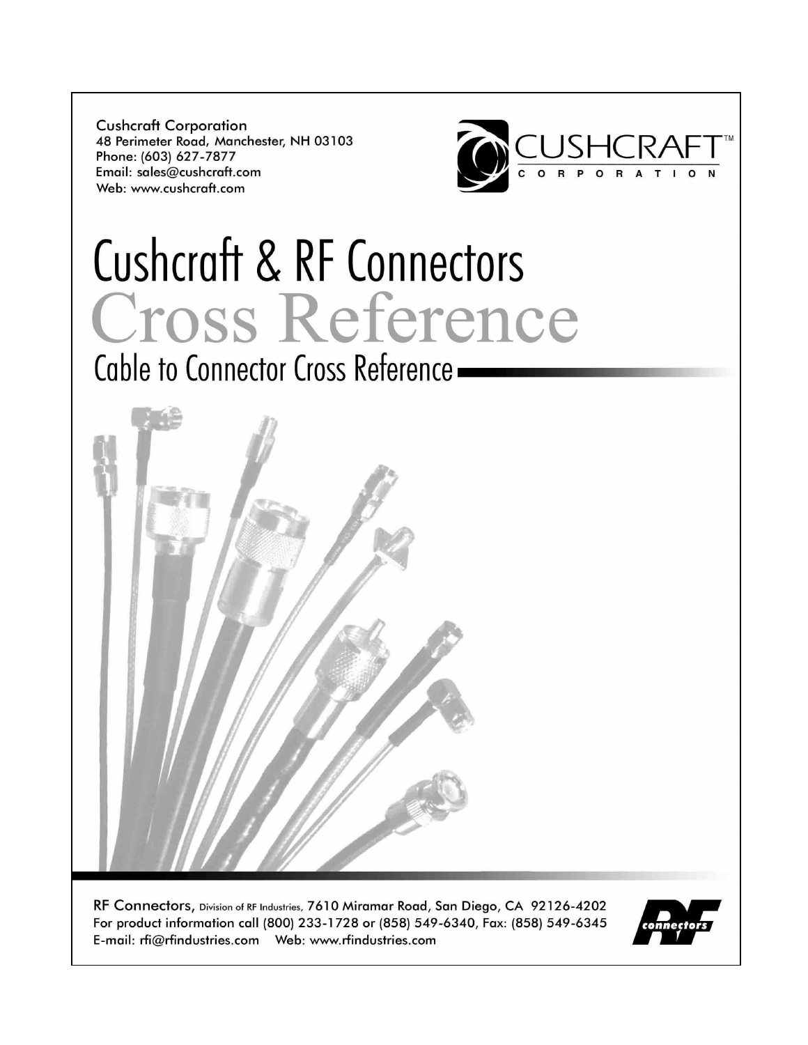Cushcraft Corporation
48 Perimeter Road, Manchester, NH 03103
Phone: (603) 627-7877
Email: sales@cushcraft.com
Web: www.cushcraft.com

CUSHCRAFT™
CORPORATION

# Cushcraft & RF Connectors Cross Reference

## Cable to Connector Cross Reference

**RF Connectors**, Division of RF Industries, 7610 Miramar Road, San Diego, CA 92126-4202
For product information call (800) 233-1728 or (858) 549-6340, Fax: (858) 549-6345
E-mail: rfi@rfindustries.com Web: www.rfindustries.com

RF connectors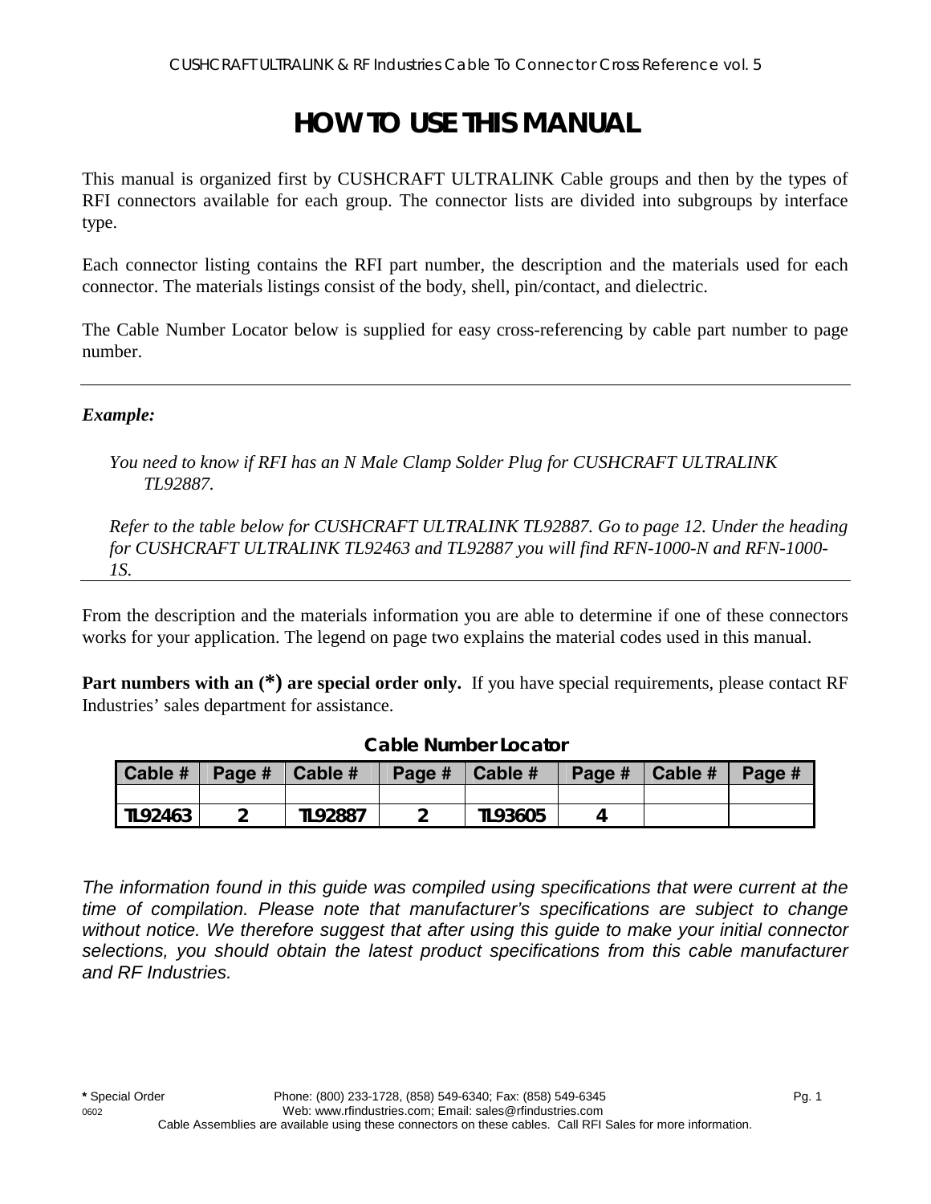# HOW TO USE THIS MANUAL

This manual is organized first by CUSHCRAFT ULTRALINK Cable groups and then by the types of RFI connectors available for each group. The connector lists are divided into subgroups by interface type.

Each connector listing contains the RFI part number, the description and the materials used for each connector. The materials listings consist of the body, shell, pin/contact, and dielectric.

The Cable Number Locator below is supplied for easy cross-referencing by cable part number to page number.

---

***Example:***

*You need to know if RFI has an N Male Clamp Solder Plug for CUSHCRAFT ULTRALINK TL92887.*

*Refer to the table below for CUSHCRAFT ULTRALINK TL92887. Go to page 12. Under the heading for CUSHCRAFT ULTRALINK TL92463 and TL92887 you will find RFN-1000-N and RFN-1000-1S.*

---

From the description and the materials information you are able to determine if one of these connectors works for your application. The legend on page two explains the material codes used in this manual.

**Part numbers with an (*) are special order only.** If you have special requirements, please contact RF Industries' sales department for assistance.

**Cable Number Locator**

| Cable # | Page # | Cable # | Page # | Cable # | Page # | Cable # | Page # |
|---|---|---|---|---|---|---|---|
| | | | | | | | |
| TL92463 | 2 | TL92887 | 2 | TL93605 | 4 | | |

*The information found in this guide was compiled using specifications that were current at the time of compilation. Please note that manufacturer's specifications are subject to change without notice. We therefore suggest that after using this guide to make your initial connector selections, you should obtain the latest product specifications from this cable manufacturer and RF Industries.*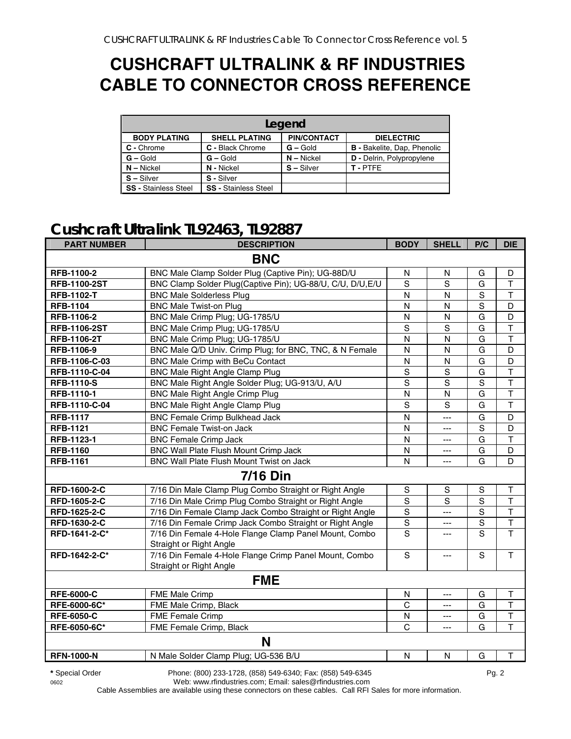# CUSHCRAFT ULTRALINK & RF INDUSTRIES CABLE TO CONNECTOR CROSS REFERENCE

| Legend | | | |
|---|---|---|---|
| **BODY PLATING** | **SHELL PLATING** | **PIN/CONTACT** | **DIELECTRIC** |
| **C -** Chrome | **C -** Black Chrome | **G –** Gold | **B -** Bakelite, Dap, Phenolic |
| **G –** Gold | **G –** Gold | **N –** Nickel | **D -** Delrin, Polypropylene |
| **N –** Nickel | **N -** Nickel | **S –** Silver | **T -** PTFE |
| **S –** Silver | **S -** Silver | | |
| **SS -** Stainless Steel | **SS -** Stainless Steel | | |

## Cushcraft Ultralink TL92463, TL92887

| PART NUMBER | DESCRIPTION | BODY | SHELL | P/C | DIE |
|---|---|---|---|---|---|
| **BNC** | | | | | |
| **RFB-1100-2** | BNC Male Clamp Solder Plug (Captive Pin); UG-88D/U | N | N | G | D |
| **RFB-1100-2ST** | BNC Clamp Solder Plug(Captive Pin); UG-88/U, C/U, D/U,E/U | S | S | G | T |
| **RFB-1102-T** | BNC Male Solderless Plug | N | N | S | T |
| **RFB-1104** | BNC Male Twist-on Plug | N | N | S | D |
| **RFB-1106-2** | BNC Male Crimp Plug; UG-1785/U | N | N | G | D |
| **RFB-1106-2ST** | BNC Male Crimp Plug; UG-1785/U | S | S | G | T |
| **RFB-1106-2T** | BNC Male Crimp Plug; UG-1785/U | N | N | G | T |
| **RFB-1106-9** | BNC Male Q/D Univ. Crimp Plug; for BNC, TNC, & N Female | N | N | G | D |
| **RFB-1106-C-03** | BNC Male Crimp with BeCu Contact | N | N | G | D |
| **RFB-1110-C-04** | BNC Male Right Angle Clamp Plug | S | S | G | T |
| **RFB-1110-S** | BNC Male Right Angle Solder Plug; UG-913/U, A/U | S | S | S | T |
| **RFB-1110-1** | BNC Male Right Angle Crimp Plug | N | N | G | T |
| **RFB-1110-C-04** | BNC Male Right Angle Clamp Plug | S | S | G | T |
| **RFB-1117** | BNC Female Crimp Bulkhead Jack | N | --- | G | D |
| **RFB-1121** | BNC Female Twist-on Jack | N | --- | S | D |
| **RFB-1123-1** | BNC Female Crimp Jack | N | --- | G | T |
| **RFB-1160** | BNC Wall Plate Flush Mount Crimp Jack | N | --- | G | D |
| **RFB-1161** | BNC Wall Plate Flush Mount Twist on Jack | N | --- | G | D |
| **7/16 Din** | | | | | |
| **RFD-1600-2-C** | 7/16 Din Male Clamp Plug Combo Straight or Right Angle | S | S | S | T |
| **RFD-1605-2-C** | 7/16 Din Male Crimp Plug Combo Straight or Right Angle | S | S | S | T |
| **RFD-1625-2-C** | 7/16 Din Female Clamp Jack Combo Straight or Right Angle | S | --- | S | T |
| **RFD-1630-2-C** | 7/16 Din Female Crimp Jack Combo Straight or Right Angle | S | --- | S | T |
| **RFD-1641-2-C*** | 7/16 Din Female 4-Hole Flange Clamp Panel Mount, Combo Straight or Right Angle | S | --- | S | T |
| **RFD-1642-2-C*** | 7/16 Din Female 4-Hole Flange Crimp Panel Mount, Combo Straight or Right Angle | S | --- | S | T |
| **FME** | | | | | |
| **RFE-6000-C** | FME Male Crimp | N | --- | G | T |
| **RFE-6000-6C*** | FME Male Crimp, Black | C | --- | G | T |
| **RFE-6050-C** | FME Female Crimp | N | --- | G | T |
| **RFE-6050-6C*** | FME Female Crimp, Black | C | --- | G | T |
| **N** | | | | | |
| **RFN-1000-N** | N Male Solder Clamp Plug; UG-536 B/U | N | N | G | T |

**\*** Special Order

Phone: (800) 233-1728, (858) 549-6340; Fax: (858) 549-6345
Web: www.rfindustries.com; Email: sales@rfindustries.com
Cable Assemblies are available using these connectors on these cables. Call RFI Sales for more information.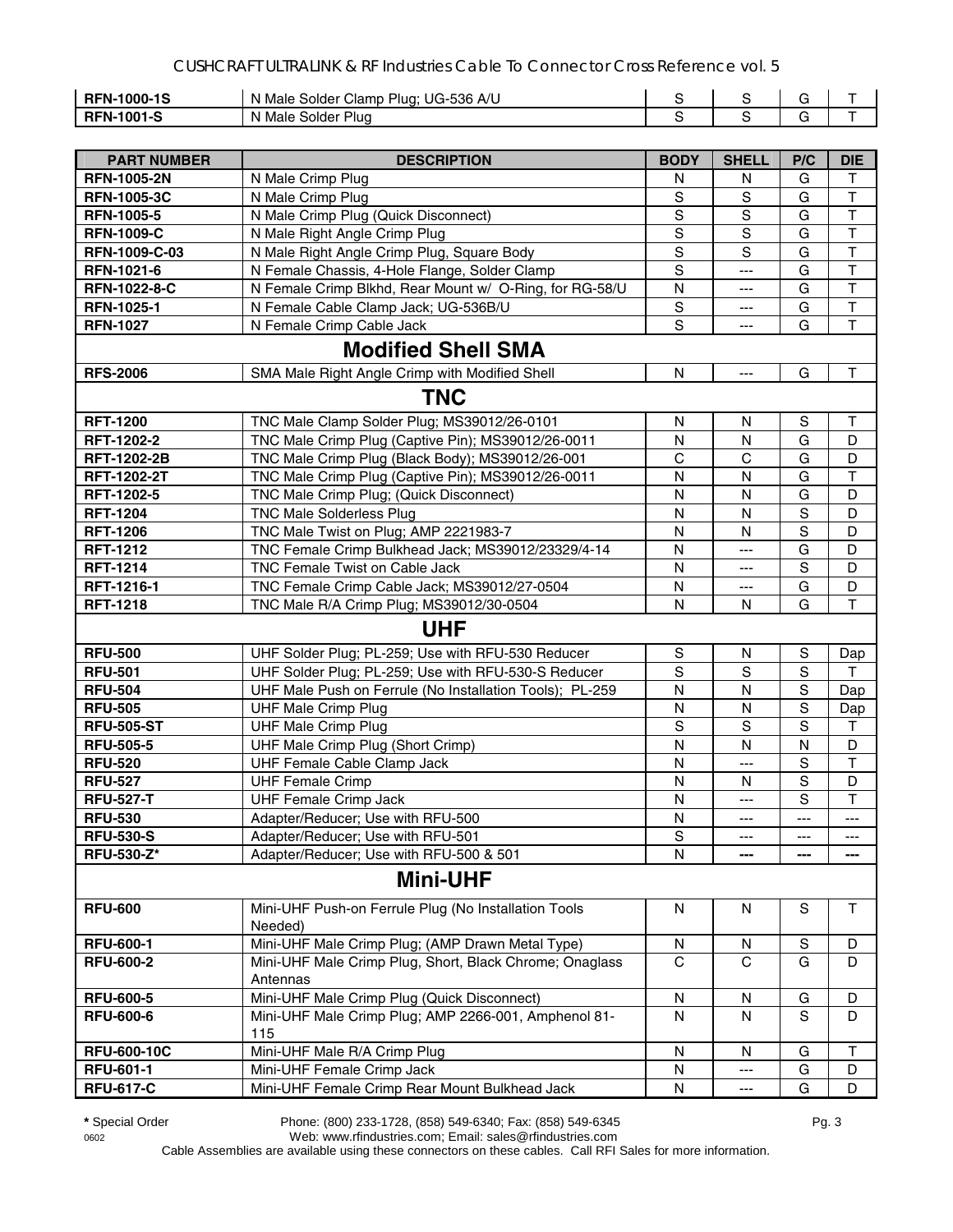| RFN-1000-1S | N Male Solder Clamp Plug; UG-536 A/U | S | S | G | T |
|---|---|---|---|---|---|
| RFN-1001-S | N Male Solder Plug | S | S | G | T |

| PART NUMBER | DESCRIPTION | BODY | SHELL | P/C | DIE |
|---|---|---|---|---|---|
| RFN-1005-2N | N Male Crimp Plug | N | N | G | T |
| RFN-1005-3C | N Male Crimp Plug | S | S | G | T |
| RFN-1005-5 | N Male Crimp Plug (Quick Disconnect) | S | S | G | T |
| RFN-1009-C | N Male Right Angle Crimp Plug | S | S | G | T |
| RFN-1009-C-03 | N Male Right Angle Crimp Plug, Square Body | S | S | G | T |
| RFN-1021-6 | N Female Chassis, 4-Hole Flange, Solder Clamp | S | --- | G | T |
| RFN-1022-8-C | N Female Crimp Blkhd, Rear Mount w/ O-Ring, for RG-58/U | N | --- | G | T |
| RFN-1025-1 | N Female Cable Clamp Jack; UG-536B/U | S | --- | G | T |
| RFN-1027 | N Female Crimp Cable Jack | S | --- | G | T |
| **Modified Shell SMA** | | | | | |
| RFS-2006 | SMA Male Right Angle Crimp with Modified Shell | N | --- | G | T |
| **TNC** | | | | | |
| RFT-1200 | TNC Male Clamp Solder Plug; MS39012/26-0101 | N | N | S | T |
| RFT-1202-2 | TNC Male Crimp Plug (Captive Pin); MS39012/26-0011 | N | N | G | D |
| RFT-1202-2B | TNC Male Crimp Plug (Black Body); MS39012/26-001 | C | C | G | D |
| RFT-1202-2T | TNC Male Crimp Plug (Captive Pin); MS39012/26-0011 | N | N | G | T |
| RFT-1202-5 | TNC Male Crimp Plug; (Quick Disconnect) | N | N | G | D |
| RFT-1204 | TNC Male Solderless Plug | N | N | S | D |
| RFT-1206 | TNC Male Twist on Plug; AMP 2221983-7 | N | N | S | D |
| RFT-1212 | TNC Female Crimp Bulkhead Jack; MS39012/23329/4-14 | N | --- | G | D |
| RFT-1214 | TNC Female Twist on Cable Jack | N | --- | S | D |
| RFT-1216-1 | TNC Female Crimp Cable Jack; MS39012/27-0504 | N | --- | G | D |
| RFT-1218 | TNC Male R/A Crimp Plug; MS39012/30-0504 | N | N | G | T |
| **UHF** | | | | | |
| RFU-500 | UHF Solder Plug; PL-259; Use with RFU-530 Reducer | S | N | S | Dap |
| RFU-501 | UHF Solder Plug; PL-259; Use with RFU-530-S Reducer | S | S | S | T |
| RFU-504 | UHF Male Push on Ferrule (No Installation Tools); PL-259 | N | N | S | Dap |
| RFU-505 | UHF Male Crimp Plug | N | N | S | Dap |
| RFU-505-ST | UHF Male Crimp Plug | S | S | S | T |
| RFU-505-5 | UHF Male Crimp Plug (Short Crimp) | N | N | N | D |
| RFU-520 | UHF Female Cable Clamp Jack | N | --- | S | T |
| RFU-527 | UHF Female Crimp | N | N | S | D |
| RFU-527-T | UHF Female Crimp Jack | N | --- | S | T |
| RFU-530 | Adapter/Reducer; Use with RFU-500 | N | --- | --- | --- |
| RFU-530-S | Adapter/Reducer; Use with RFU-501 | S | --- | --- | --- |
| RFU-530-Z* | Adapter/Reducer; Use with RFU-500 & 501 | N | --- | --- | --- |
| **Mini-UHF** | | | | | |
| RFU-600 | Mini-UHF Push-on Ferrule Plug (No Installation Tools Needed) | N | N | S | T |
| RFU-600-1 | Mini-UHF Male Crimp Plug; (AMP Drawn Metal Type) | N | N | S | D |
| RFU-600-2 | Mini-UHF Male Crimp Plug, Short, Black Chrome; Onaglass Antennas | C | C | G | D |
| RFU-600-5 | Mini-UHF Male Crimp Plug (Quick Disconnect) | N | N | G | D |
| RFU-600-6 | Mini-UHF Male Crimp Plug; AMP 2266-001, Amphenol 81-115 | N | N | S | D |
| RFU-600-10C | Mini-UHF Male R/A Crimp Plug | N | N | G | T |
| RFU-601-1 | Mini-UHF Female Crimp Jack | N | --- | G | D |
| RFU-617-C | Mini-UHF Female Crimp Rear Mount Bulkhead Jack | N | --- | G | D |

**\*** Special Order

Phone: (800) 233-1728, (858) 549-6340; Fax: (858) 549-6345
Web: www.rfindustries.com; Email: sales@rfindustries.com

Cable Assemblies are available using these connectors on these cables. Call RFI Sales for more information.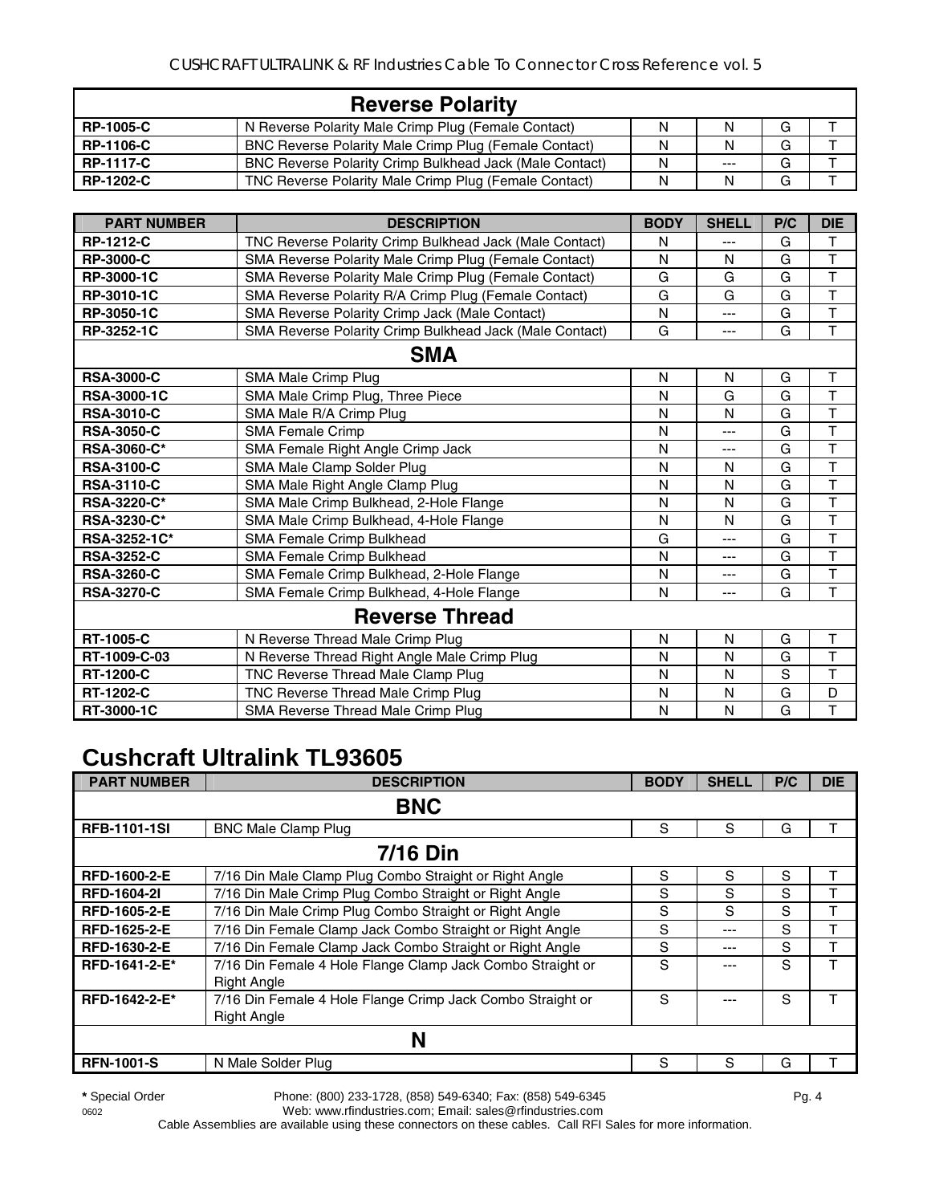| Reverse Polarity | | | | | |
|---|---|---|---|---|---|
| **RP-1005-C** | N Reverse Polarity Male Crimp Plug (Female Contact) | N | N | G | T |
| **RP-1106-C** | BNC Reverse Polarity Male Crimp Plug (Female Contact) | N | N | G | T |
| **RP-1117-C** | BNC Reverse Polarity Crimp Bulkhead Jack (Male Contact) | N | --- | G | T |
| **RP-1202-C** | TNC Reverse Polarity Male Crimp Plug (Female Contact) | N | N | G | T |

| PART NUMBER | DESCRIPTION | BODY | SHELL | P/C | DIE |
|---|---|---|---|---|---|
| **RP-1212-C** | TNC Reverse Polarity Crimp Bulkhead Jack (Male Contact) | N | --- | G | T |
| **RP-3000-C** | SMA Reverse Polarity Male Crimp Plug (Female Contact) | N | N | G | T |
| **RP-3000-1C** | SMA Reverse Polarity Male Crimp Plug (Female Contact) | G | G | G | T |
| **RP-3010-1C** | SMA Reverse Polarity R/A Crimp Plug (Female Contact) | G | G | G | T |
| **RP-3050-1C** | SMA Reverse Polarity Crimp Jack (Male Contact) | N | --- | G | T |
| **RP-3252-1C** | SMA Reverse Polarity Crimp Bulkhead Jack (Male Contact) | G | --- | G | T |
| **SMA** | | | | | |
| **RSA-3000-C** | SMA Male Crimp Plug | N | N | G | T |
| **RSA-3000-1C** | SMA Male Crimp Plug, Three Piece | N | G | G | T |
| **RSA-3010-C** | SMA Male R/A Crimp Plug | N | N | G | T |
| **RSA-3050-C** | SMA Female Crimp | N | --- | G | T |
| **RSA-3060-C*** | SMA Female Right Angle Crimp Jack | N | --- | G | T |
| **RSA-3100-C** | SMA Male Clamp Solder Plug | N | N | G | T |
| **RSA-3110-C** | SMA Male Right Angle Clamp Plug | N | N | G | T |
| **RSA-3220-C*** | SMA Male Crimp Bulkhead, 2-Hole Flange | N | N | G | T |
| **RSA-3230-C*** | SMA Male Crimp Bulkhead, 4-Hole Flange | N | N | G | T |
| **RSA-3252-1C*** | SMA Female Crimp Bulkhead | G | --- | G | T |
| **RSA-3252-C** | SMA Female Crimp Bulkhead | N | --- | G | T |
| **RSA-3260-C** | SMA Female Crimp Bulkhead, 2-Hole Flange | N | --- | G | T |
| **RSA-3270-C** | SMA Female Crimp Bulkhead, 4-Hole Flange | N | --- | G | T |
| **Reverse Thread** | | | | | |
| **RT-1005-C** | N Reverse Thread Male Crimp Plug | N | N | G | T |
| **RT-1009-C-03** | N Reverse Thread Right Angle Male Crimp Plug | N | N | G | T |
| **RT-1200-C** | TNC Reverse Thread Male Clamp Plug | N | N | S | T |
| **RT-1202-C** | TNC Reverse Thread Male Crimp Plug | N | N | G | D |
| **RT-3000-1C** | SMA Reverse Thread Male Crimp Plug | N | N | G | T |

## Cushcraft Ultralink TL93605

| PART NUMBER | DESCRIPTION | BODY | SHELL | P/C | DIE |
|---|---|---|---|---|---|
| **BNC** | | | | | |
| **RFB-1101-1SI** | BNC Male Clamp Plug | S | S | G | T |
| **7/16 Din** | | | | | |
| **RFD-1600-2-E** | 7/16 Din Male Clamp Plug Combo Straight or Right Angle | S | S | S | T |
| **RFD-1604-2I** | 7/16 Din Male Crimp Plug Combo Straight or Right Angle | S | S | S | T |
| **RFD-1605-2-E** | 7/16 Din Male Crimp Plug Combo Straight or Right Angle | S | S | S | T |
| **RFD-1625-2-E** | 7/16 Din Female Clamp Jack Combo Straight or Right Angle | S | --- | S | T |
| **RFD-1630-2-E** | 7/16 Din Female Clamp Jack Combo Straight or Right Angle | S | --- | S | T |
| **RFD-1641-2-E*** | 7/16 Din Female 4 Hole Flange Clamp Jack Combo Straight or Right Angle | S | --- | S | T |
| **RFD-1642-2-E*** | 7/16 Din Female 4 Hole Flange Crimp Jack Combo Straight or Right Angle | S | --- | S | T |
| **N** | | | | | |
| **RFN-1001-S** | N Male Solder Plug | S | S | G | T |

**\*** Special Order Phone: (800) 233-1728, (858) 549-6340; Fax: (858) 549-6345

0602 Web: www.rfindustries.com; Email: sales@rfindustries.com

Cable Assemblies are available using these connectors on these cables. Call RFI Sales for more information.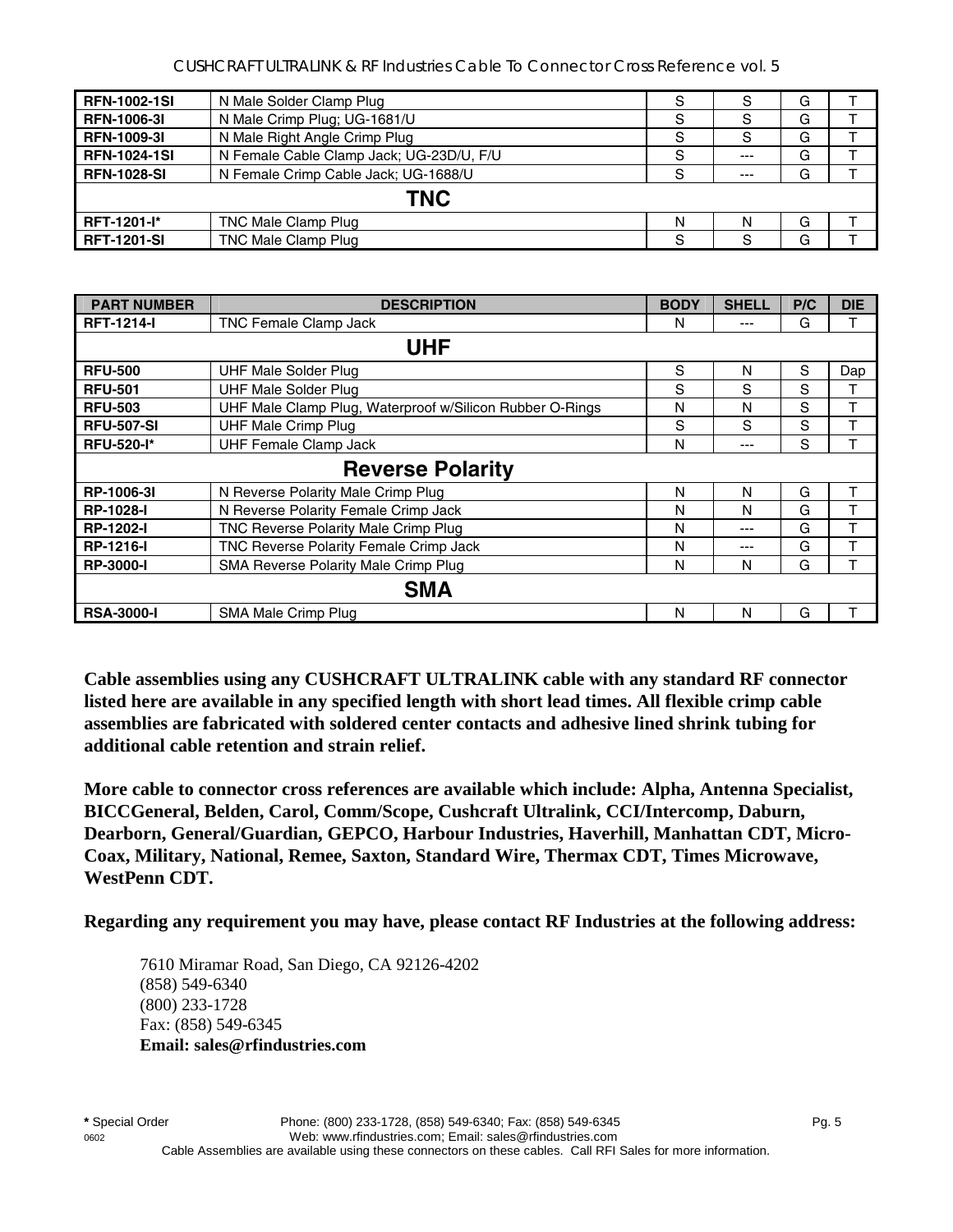| | | | | | |
|---|---|---|---|---|---|
| **RFN-1002-1SI** | N Male Solder Clamp Plug | S | S | G | T |
| **RFN-1006-3I** | N Male Crimp Plug; UG-1681/U | S | S | G | T |
| **RFN-1009-3I** | N Male Right Angle Crimp Plug | S | S | G | T |
| **RFN-1024-1SI** | N Female Cable Clamp Jack; UG-23D/U, F/U | S | --- | G | T |
| **RFN-1028-SI** | N Female Crimp Cable Jack; UG-1688/U | S | --- | G | T |
| | **TNC** | | | | |
| **RFT-1201-I*** | TNC Male Clamp Plug | N | N | G | T |
| **RFT-1201-SI** | TNC Male Clamp Plug | S | S | G | T |

| PART NUMBER | DESCRIPTION | BODY | SHELL | P/C | DIE |
|---|---|---|---|---|---|
| **RFT-1214-I** | TNC Female Clamp Jack | N | --- | G | T |
| | **UHF** | | | | |
| **RFU-500** | UHF Male Solder Plug | S | N | S | Dap |
| **RFU-501** | UHF Male Solder Plug | S | S | S | T |
| **RFU-503** | UHF Male Clamp Plug, Waterproof w/Silicon Rubber O-Rings | N | N | S | T |
| **RFU-507-SI** | UHF Male Crimp Plug | S | S | S | T |
| **RFU-520-I*** | UHF Female Clamp Jack | N | --- | S | T |
| | **Reverse Polarity** | | | | |
| **RP-1006-3I** | N Reverse Polarity Male Crimp Plug | N | N | G | T |
| **RP-1028-I** | N Reverse Polarity Female Crimp Jack | N | N | G | T |
| **RP-1202-I** | TNC Reverse Polarity Male Crimp Plug | N | --- | G | T |
| **RP-1216-I** | TNC Reverse Polarity Female Crimp Jack | N | --- | G | T |
| **RP-3000-I** | SMA Reverse Polarity Male Crimp Plug | N | N | G | T |
| | **SMA** | | | | |
| **RSA-3000-I** | SMA Male Crimp Plug | N | N | G | T |

**Cable assemblies using any CUSHCRAFT ULTRALINK cable with any standard RF connector listed here are available in any specified length with short lead times. All flexible crimp cable assemblies are fabricated with soldered center contacts and adhesive lined shrink tubing for additional cable retention and strain relief.**

**More cable to connector cross references are available which include: Alpha, Antenna Specialist, BICCGeneral, Belden, Carol, Comm/Scope, Cushcraft Ultralink, CCI/Intercomp, Daburn, Dearborn, General/Guardian, GEPCO, Harbour Industries, Haverhill, Manhattan CDT, Micro-Coax, Military, National, Remee, Saxton, Standard Wire, Thermax CDT, Times Microwave, WestPenn CDT.**

**Regarding any requirement you may have, please contact RF Industries at the following address:**

7610 Miramar Road, San Diego, CA 92126-4202
(858) 549-6340
(800) 233-1728
Fax: (858) 549-6345
**Email: sales@rfindustries.com**

**\*** Special Order

0602

Cable Assemblies are available using these connectors on these cables. Call RFI Sales for more information.